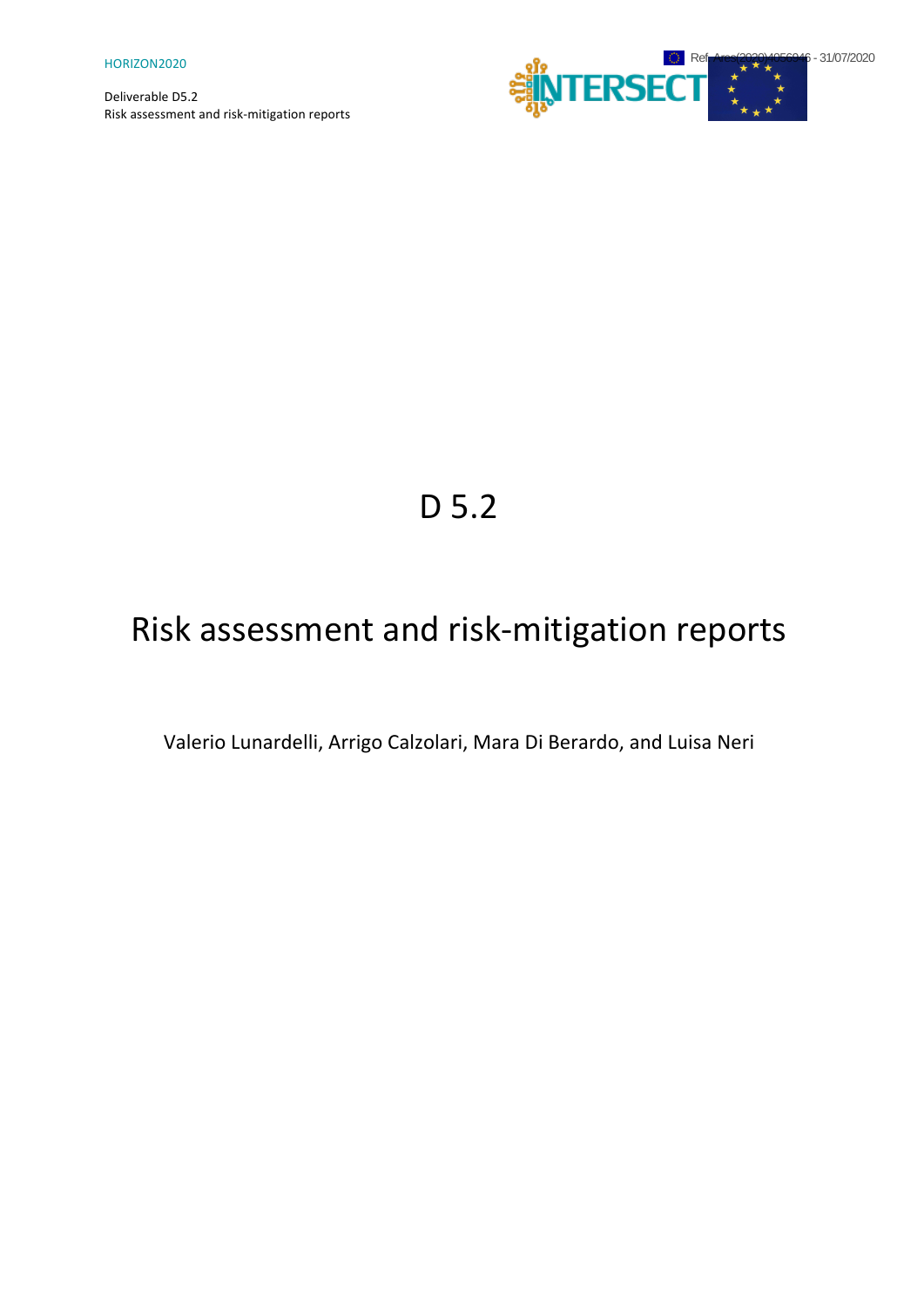# D 5.2

# Risk assessment and risk-mitigation reports

Valerio Lunardelli, Arrigo Calzolari, Mara Di Berardo, and Luisa Neri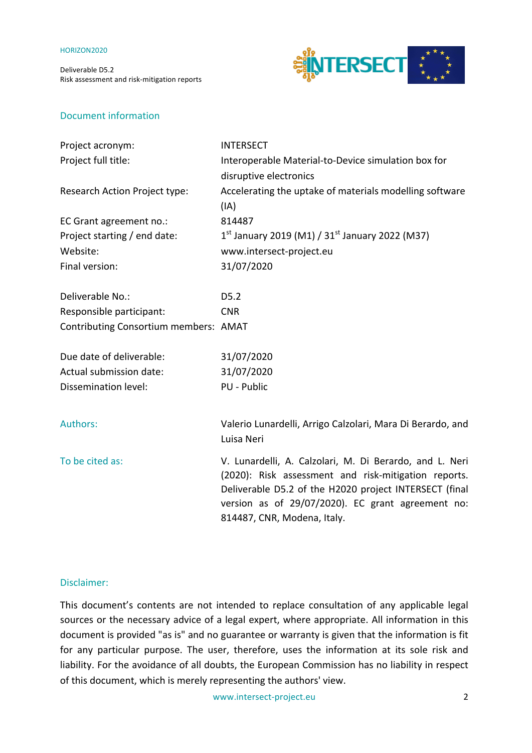## Document information

| | |
|---|---|
| Project acronym: | INTERSECT |
| Project full title: | Interoperable Material-to-Device simulation box for disruptive electronics |
| Research Action Project type: | Accelerating the uptake of materials modelling software (IA) |
| EC Grant agreement no.: | 814487 |
| Project starting / end date: | 1st January 2019 (M1) / 31st January 2022 (M37) |
| Website: | www.intersect-project.eu |
| Final version: | 31/07/2020 |
| | |
| Deliverable No.: | D5.2 |
| Responsible participant: | CNR |
| Contributing Consortium members: | AMAT |
| | |
| Due date of deliverable: | 31/07/2020 |
| Actual submission date: | 31/07/2020 |
| Dissemination level: | PU - Public |

| | |
|---|---|
| Authors: | Valerio Lunardelli, Arrigo Calzolari, Mara Di Berardo, and Luisa Neri |
| To be cited as: | V. Lunardelli, A. Calzolari, M. Di Berardo, and L. Neri (2020): Risk assessment and risk-mitigation reports. Deliverable D5.2 of the H2020 project INTERSECT (final version as of 29/07/2020). EC grant agreement no: 814487, CNR, Modena, Italy. |

### Disclaimer:

This document's contents are not intended to replace consultation of any applicable legal sources or the necessary advice of a legal expert, where appropriate. All information in this document is provided "as is" and no guarantee or warranty is given that the information is fit for any particular purpose. The user, therefore, uses the information at its sole risk and liability. For the avoidance of all doubts, the European Commission has no liability in respect of this document, which is merely representing the authors' view.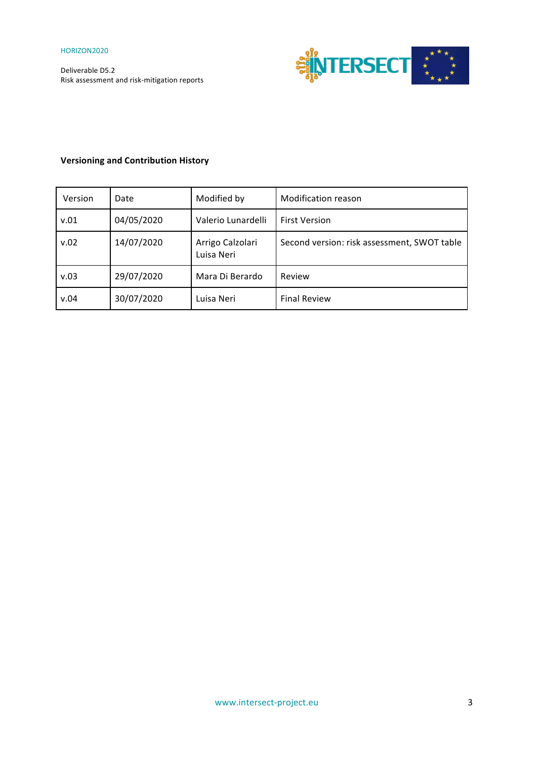**Versioning and Contribution History**

| Version | Date | Modified by | Modification reason |
|---|---|---|---|
| v.01 | 04/05/2020 | Valerio Lunardelli | First Version |
| v.02 | 14/07/2020 | Arrigo Calzolari<br>Luisa Neri | Second version: risk assessment, SWOT table |
| v.03 | 29/07/2020 | Mara Di Berardo | Review |
| v.04 | 30/07/2020 | Luisa Neri | Final Review |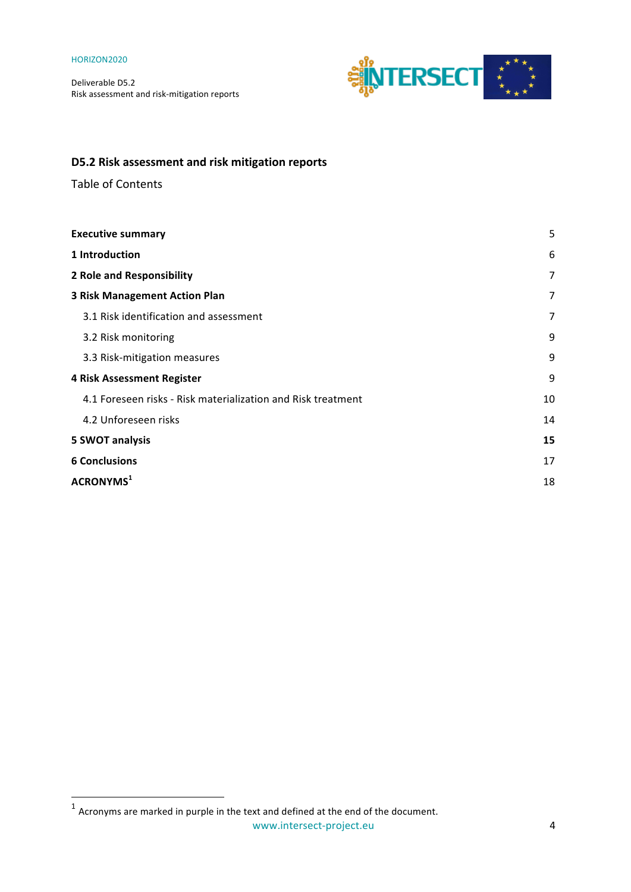## D5.2 Risk assessment and risk mitigation reports

Table of Contents

| | |
|---|---|
| **Executive summary** | 5 |
| **1 Introduction** | 6 |
| **2 Role and Responsibility** | 7 |
| **3 Risk Management Action Plan** | 7 |
| 3.1 Risk identification and assessment | 7 |
| 3.2 Risk monitoring | 9 |
| 3.3 Risk-mitigation measures | 9 |
| **4 Risk Assessment Register** | 9 |
| 4.1 Foreseen risks - Risk materialization and Risk treatment | 10 |
| 4.2 Unforeseen risks | 14 |
| **5 SWOT analysis** | **15** |
| **6 Conclusions** | 17 |
| **ACRONYMS**[1] | 18 |

[1] Acronyms are marked in purple in the text and defined at the end of the document.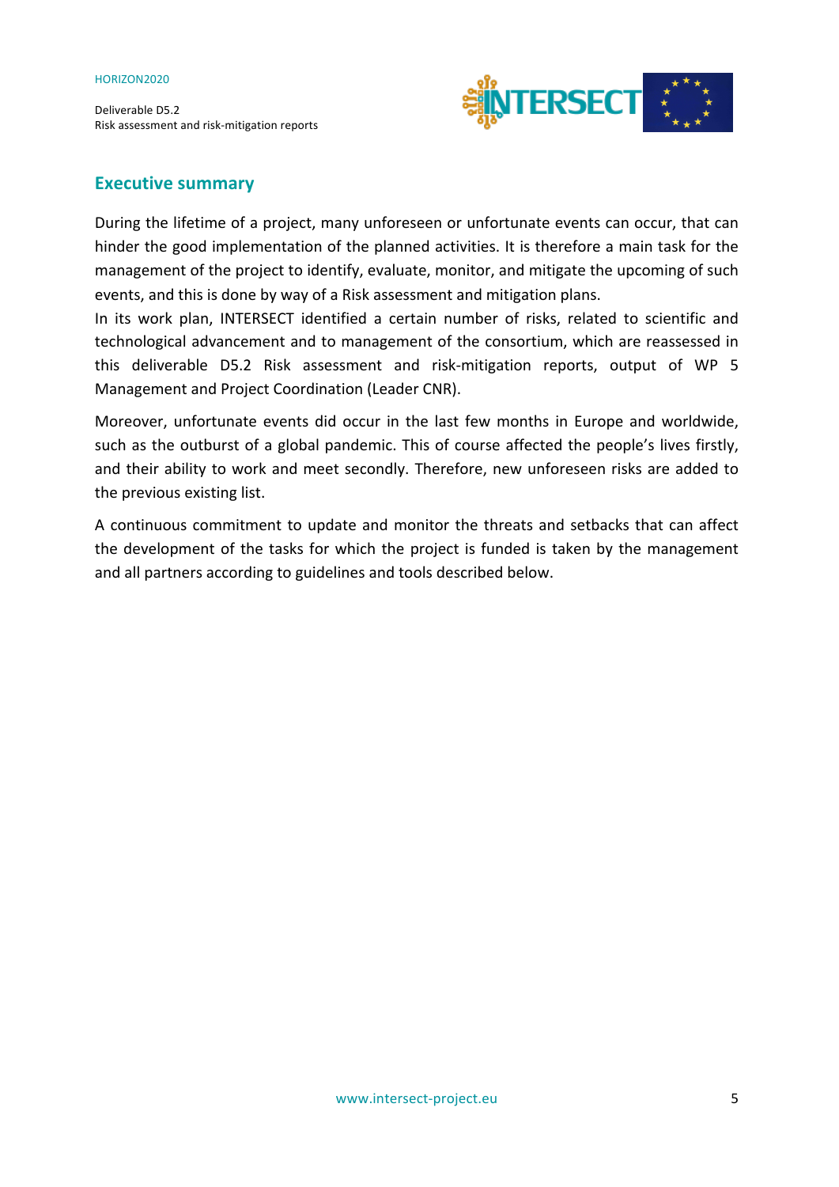## Executive summary

During the lifetime of a project, many unforeseen or unfortunate events can occur, that can hinder the good implementation of the planned activities. It is therefore a main task for the management of the project to identify, evaluate, monitor, and mitigate the upcoming of such events, and this is done by way of a Risk assessment and mitigation plans.

In its work plan, INTERSECT identified a certain number of risks, related to scientific and technological advancement and to management of the consortium, which are reassessed in this deliverable D5.2 Risk assessment and risk-mitigation reports, output of WP 5 Management and Project Coordination (Leader CNR).

Moreover, unfortunate events did occur in the last few months in Europe and worldwide, such as the outburst of a global pandemic. This of course affected the people's lives firstly, and their ability to work and meet secondly. Therefore, new unforeseen risks are added to the previous existing list.

A continuous commitment to update and monitor the threats and setbacks that can affect the development of the tasks for which the project is funded is taken by the management and all partners according to guidelines and tools described below.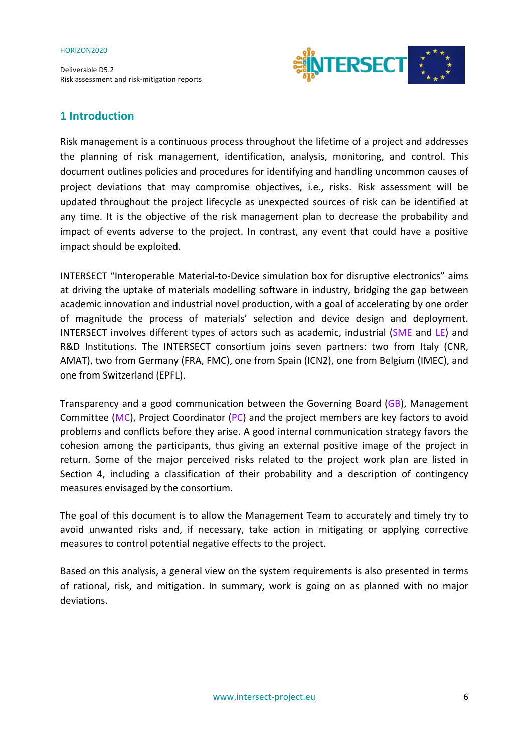# 1 Introduction

Risk management is a continuous process throughout the lifetime of a project and addresses the planning of risk management, identification, analysis, monitoring, and control. This document outlines policies and procedures for identifying and handling uncommon causes of project deviations that may compromise objectives, i.e., risks. Risk assessment will be updated throughout the project lifecycle as unexpected sources of risk can be identified at any time. It is the objective of the risk management plan to decrease the probability and impact of events adverse to the project. In contrast, any event that could have a positive impact should be exploited.

INTERSECT "Interoperable Material-to-Device simulation box for disruptive electronics" aims at driving the uptake of materials modelling software in industry, bridging the gap between academic innovation and industrial novel production, with a goal of accelerating by one order of magnitude the process of materials' selection and device design and deployment. INTERSECT involves different types of actors such as academic, industrial (SME and LE) and R&D Institutions. The INTERSECT consortium joins seven partners: two from Italy (CNR, AMAT), two from Germany (FRA, FMC), one from Spain (ICN2), one from Belgium (IMEC), and one from Switzerland (EPFL).

Transparency and a good communication between the Governing Board (GB), Management Committee (MC), Project Coordinator (PC) and the project members are key factors to avoid problems and conflicts before they arise. A good internal communication strategy favors the cohesion among the participants, thus giving an external positive image of the project in return. Some of the major perceived risks related to the project work plan are listed in Section 4, including a classification of their probability and a description of contingency measures envisaged by the consortium.

The goal of this document is to allow the Management Team to accurately and timely try to avoid unwanted risks and, if necessary, take action in mitigating or applying corrective measures to control potential negative effects to the project.

Based on this analysis, a general view on the system requirements is also presented in terms of rational, risk, and mitigation. In summary, work is going on as planned with no major deviations.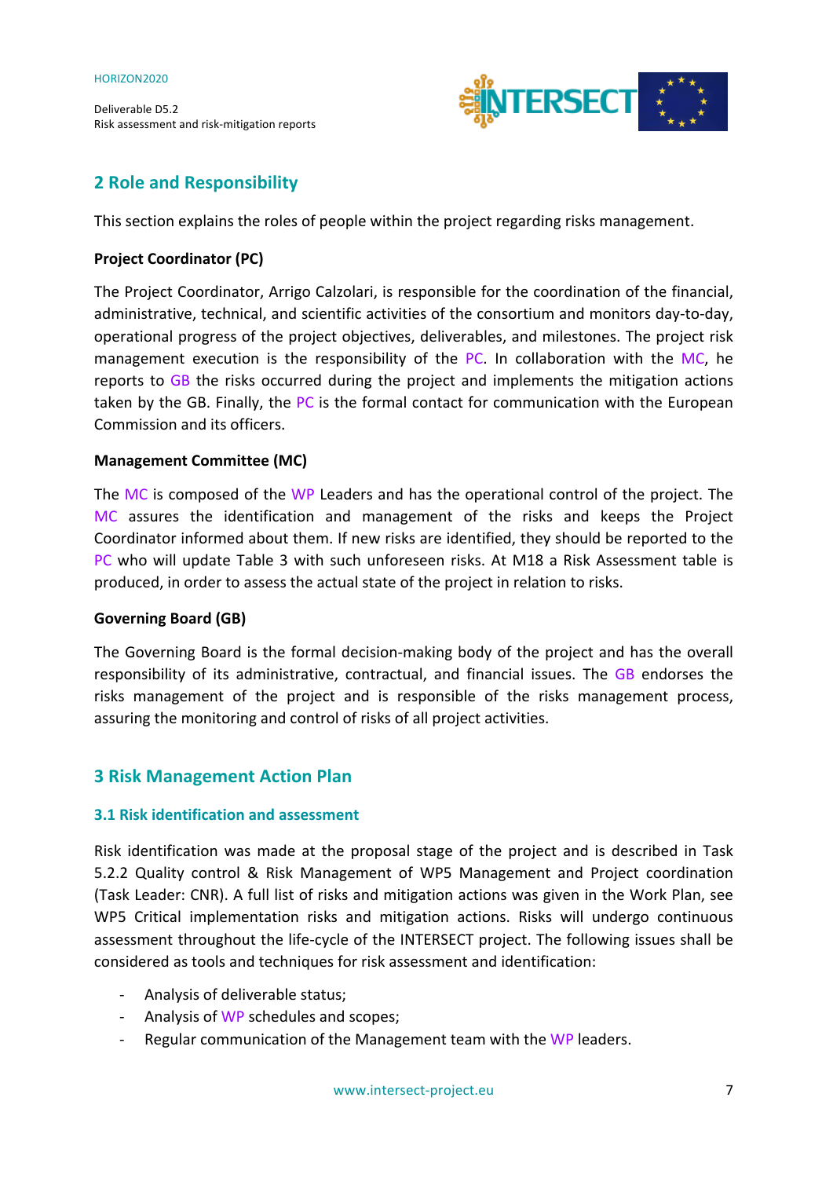## 2 Role and Responsibility

This section explains the roles of people within the project regarding risks management.

**Project Coordinator (PC)**

The Project Coordinator, Arrigo Calzolari, is responsible for the coordination of the financial, administrative, technical, and scientific activities of the consortium and monitors day-to-day, operational progress of the project objectives, deliverables, and milestones. The project risk management execution is the responsibility of the PC. In collaboration with the MC, he reports to GB the risks occurred during the project and implements the mitigation actions taken by the GB. Finally, the PC is the formal contact for communication with the European Commission and its officers.

**Management Committee (MC)**

The MC is composed of the WP Leaders and has the operational control of the project. The MC assures the identification and management of the risks and keeps the Project Coordinator informed about them. If new risks are identified, they should be reported to the PC who will update Table 3 with such unforeseen risks. At M18 a Risk Assessment table is produced, in order to assess the actual state of the project in relation to risks.

**Governing Board (GB)**

The Governing Board is the formal decision-making body of the project and has the overall responsibility of its administrative, contractual, and financial issues. The GB endorses the risks management of the project and is responsible of the risks management process, assuring the monitoring and control of risks of all project activities.

## 3 Risk Management Action Plan

### 3.1 Risk identification and assessment

Risk identification was made at the proposal stage of the project and is described in Task 5.2.2 Quality control & Risk Management of WP5 Management and Project coordination (Task Leader: CNR). A full list of risks and mitigation actions was given in the Work Plan, see WP5 Critical implementation risks and mitigation actions. Risks will undergo continuous assessment throughout the life-cycle of the INTERSECT project. The following issues shall be considered as tools and techniques for risk assessment and identification:

- Analysis of deliverable status;
- Analysis of WP schedules and scopes;
- Regular communication of the Management team with the WP leaders.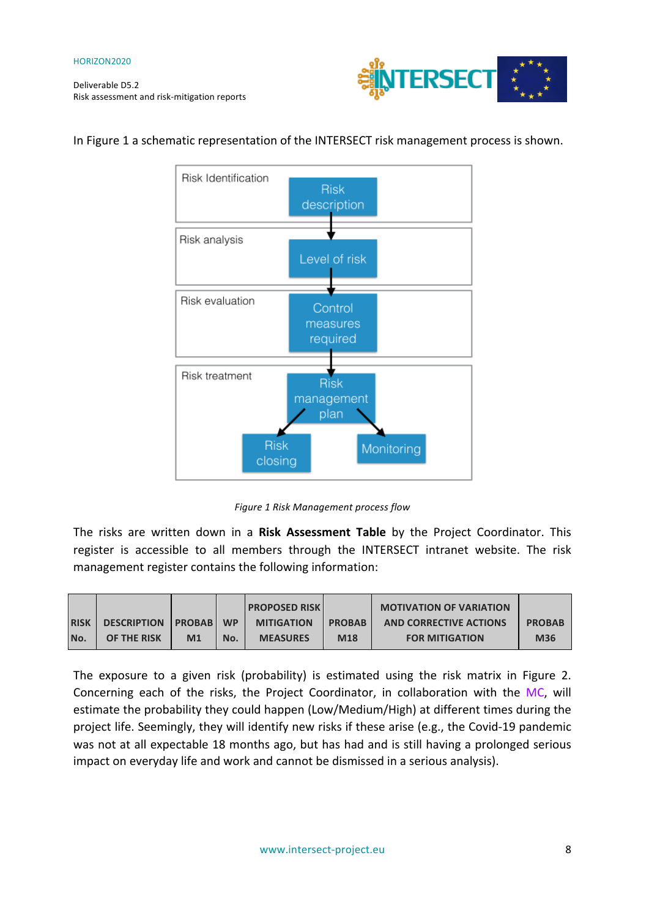In Figure 1 a schematic representation of the INTERSECT risk management process is shown.

*Figure 1 Risk Management process flow*

The risks are written down in a **Risk Assessment Table** by the Project Coordinator. This register is accessible to all members through the INTERSECT intranet website. The risk management register contains the following information:

| RISK No. | DESCRIPTION OF THE RISK | PROBAB M1 | WP No. | PROPOSED RISK MITIGATION MEASURES | PROBAB M18 | MOTIVATION OF VARIATION AND CORRECTIVE ACTIONS FOR MITIGATION | PROBAB M36 |
|---|---|---|---|---|---|---|---|

The exposure to a given risk (probability) is estimated using the risk matrix in Figure 2. Concerning each of the risks, the Project Coordinator, in collaboration with the MC, will estimate the probability they could happen (Low/Medium/High) at different times during the project life. Seemingly, they will identify new risks if these arise (e.g., the Covid-19 pandemic was not at all expectable 18 months ago, but has had and is still having a prolonged serious impact on everyday life and work and cannot be dismissed in a serious analysis).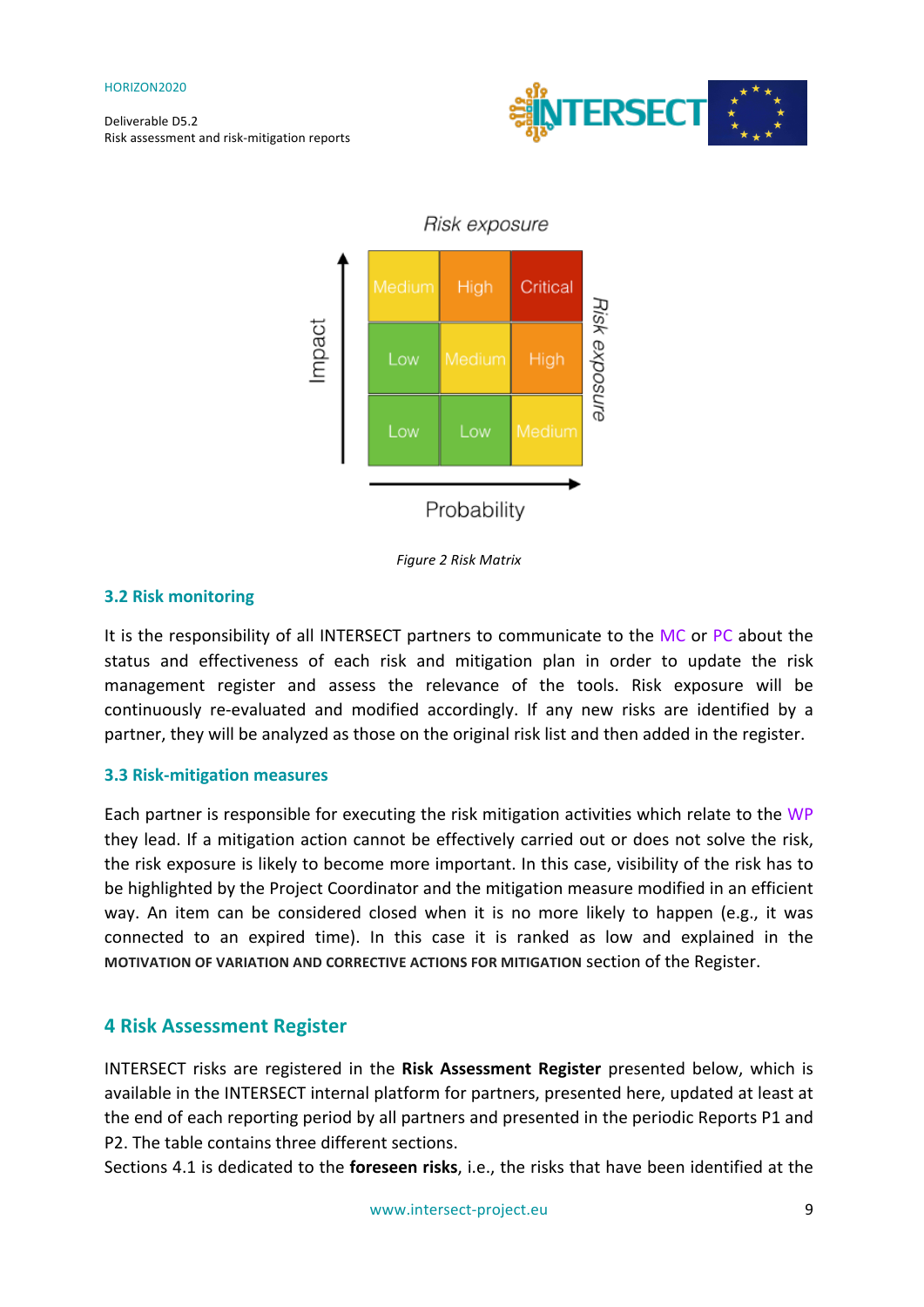Risk exposure

| Impact ↑ / Probability → | | | |
|---|---|---|---|
| | Medium | High | Critical |
| | Low | Medium | High |
| | Low | Low | Medium |

*Figure 2 Risk Matrix*

### 3.2 Risk monitoring

It is the responsibility of all INTERSECT partners to communicate to the MC or PC about the status and effectiveness of each risk and mitigation plan in order to update the risk management register and assess the relevance of the tools. Risk exposure will be continuously re-evaluated and modified accordingly. If any new risks are identified by a partner, they will be analyzed as those on the original risk list and then added in the register.

### 3.3 Risk-mitigation measures

Each partner is responsible for executing the risk mitigation activities which relate to the WP they lead. If a mitigation action cannot be effectively carried out or does not solve the risk, the risk exposure is likely to become more important. In this case, visibility of the risk has to be highlighted by the Project Coordinator and the mitigation measure modified in an efficient way. An item can be considered closed when it is no more likely to happen (e.g., it was connected to an expired time). In this case it is ranked as low and explained in the MOTIVATION OF VARIATION AND CORRECTIVE ACTIONS FOR MITIGATION section of the Register.

## 4 Risk Assessment Register

INTERSECT risks are registered in the **Risk Assessment Register** presented below, which is available in the INTERSECT internal platform for partners, presented here, updated at least at the end of each reporting period by all partners and presented in the periodic Reports P1 and P2. The table contains three different sections.

Sections 4.1 is dedicated to the **foreseen risks**, i.e., the risks that have been identified at the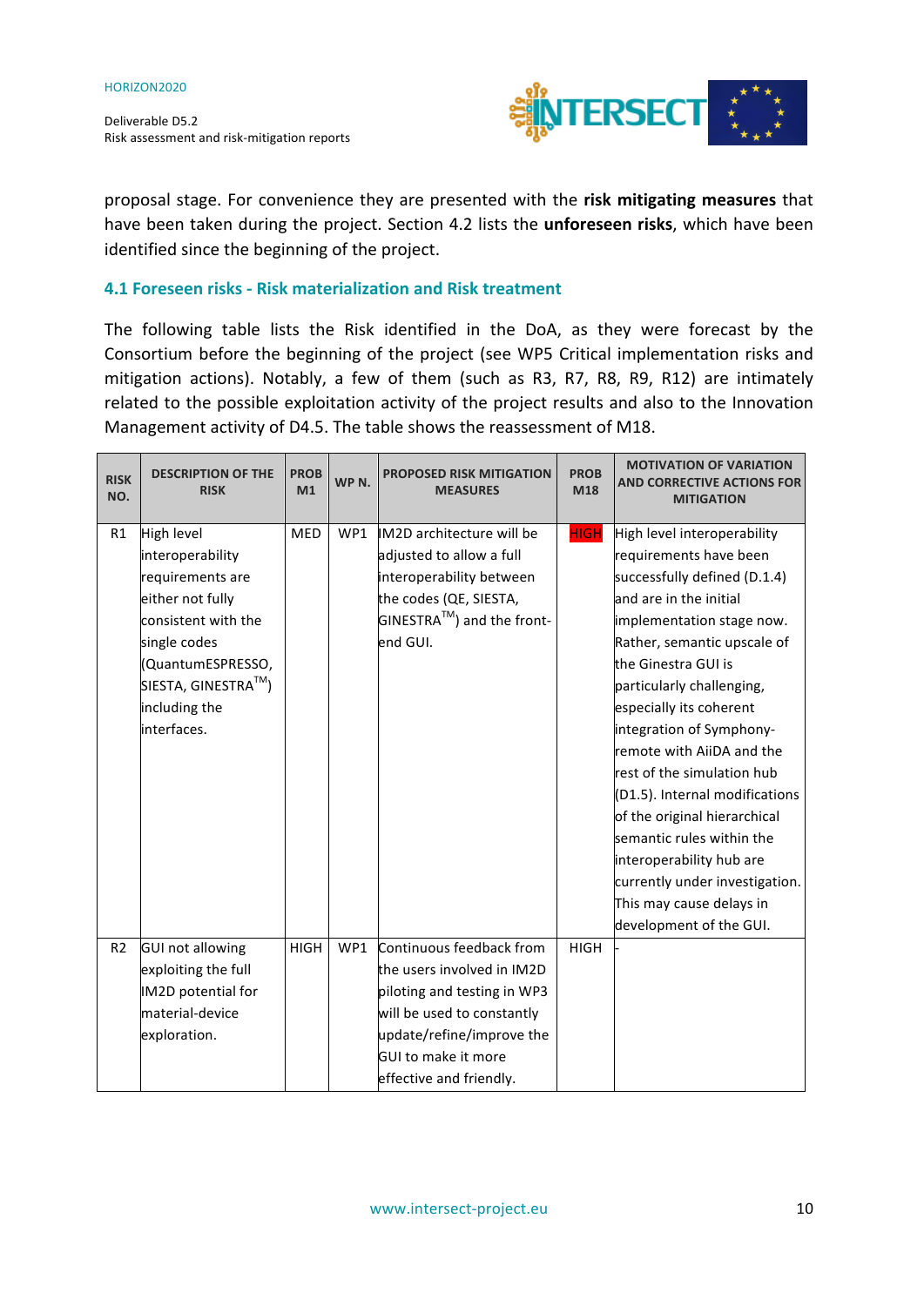proposal stage. For convenience they are presented with the **risk mitigating measures** that have been taken during the project. Section 4.2 lists the **unforeseen risks**, which have been identified since the beginning of the project.

### 4.1 Foreseen risks - Risk materialization and Risk treatment

The following table lists the Risk identified in the DoA, as they were forecast by the Consortium before the beginning of the project (see WP5 Critical implementation risks and mitigation actions). Notably, a few of them (such as R3, R7, R8, R9, R12) are intimately related to the possible exploitation activity of the project results and also to the Innovation Management activity of D4.5. The table shows the reassessment of M18.

| RISK NO. | DESCRIPTION OF THE RISK | PROB M1 | WP N. | PROPOSED RISK MITIGATION MEASURES | PROB M18 | MOTIVATION OF VARIATION AND CORRECTIVE ACTIONS FOR MITIGATION |
|---|---|---|---|---|---|---|
| R1 | High level interoperability requirements are either not fully consistent with the single codes (QuantumESPRESSO, SIESTA, GINESTRA™) including the interfaces. | MED | WP1 | IM2D architecture will be adjusted to allow a full interoperability between the codes (QE, SIESTA, GINESTRA™) and the front-end GUI. | HIGH | High level interoperability requirements have been successfully defined (D.1.4) and are in the initial implementation stage now. Rather, semantic upscale of the Ginestra GUI is particularly challenging, especially its coherent integration of Symphony-remote with AiiDA and the rest of the simulation hub (D1.5). Internal modifications of the original hierarchical semantic rules within the interoperability hub are currently under investigation. This may cause delays in development of the GUI. |
| R2 | GUI not allowing exploiting the full IM2D potential for material-device exploration. | HIGH | WP1 | Continuous feedback from the users involved in IM2D piloting and testing in WP3 will be used to constantly update/refine/improve the GUI to make it more effective and friendly. | HIGH | - |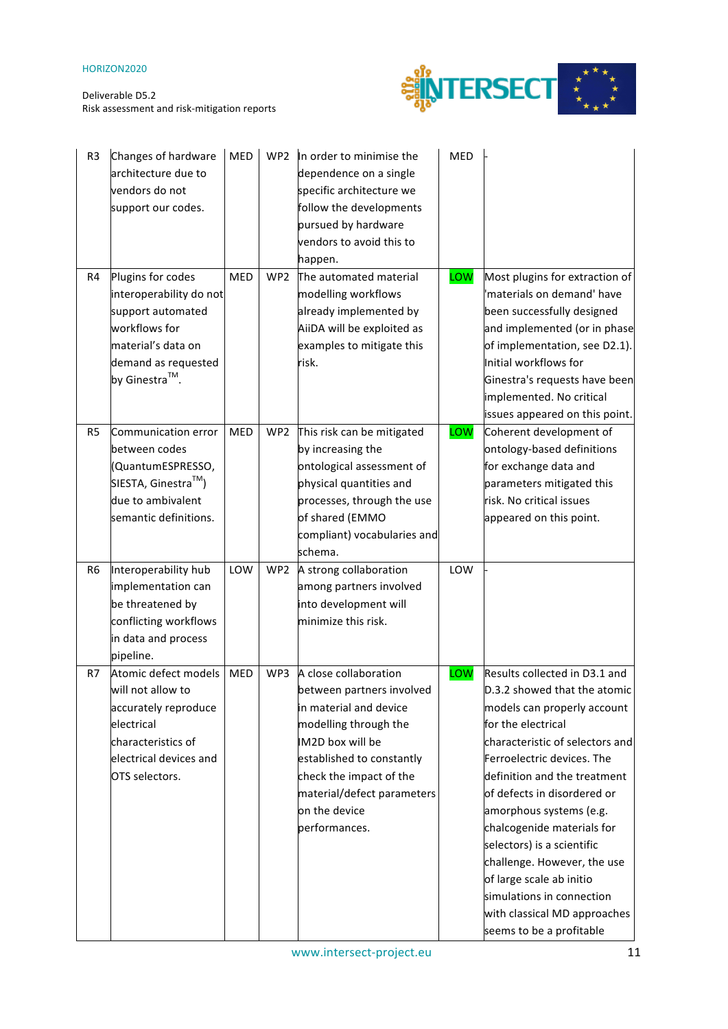| R3 | Changes of hardware architecture due to vendors do not support our codes. | MED | WP2 | In order to minimise the dependence on a single specific architecture we follow the developments pursued by hardware vendors to avoid this to happen. | MED | - |
|---|---|---|---|---|---|---|
| R4 | Plugins for codes interoperability do not support automated workflows for material's data on demand as requested by Ginestra™. | MED | WP2 | The automated material modelling workflows already implemented by AiiDA will be exploited as examples to mitigate this risk. | LOW | Most plugins for extraction of 'materials on demand' have been successfully designed and implemented (or in phase of implementation, see D2.1). Initial workflows for Ginestra's requests have been implemented. No critical issues appeared on this point. |
| R5 | Communication error between codes (QuantumESPRESSO, SIESTA, Ginestra™) due to ambivalent semantic definitions. | MED | WP2 | This risk can be mitigated by increasing the ontological assessment of physical quantities and processes, through the use of shared (EMMO compliant) vocabularies and schema. | LOW | Coherent development of ontology-based definitions for exchange data and parameters mitigated this risk. No critical issues appeared on this point. |
| R6 | Interoperability hub implementation can be threatened by conflicting workflows in data and process pipeline. | LOW | WP2 | A strong collaboration among partners involved into development will minimize this risk. | LOW | - |
| R7 | Atomic defect models will not allow to accurately reproduce electrical characteristics of electrical devices and OTS selectors. | MED | WP3 | A close collaboration between partners involved in material and device modelling through the IM2D box will be established to constantly check the impact of the material/defect parameters on the device performances. | LOW | Results collected in D3.1 and D.3.2 showed that the atomic models can properly account for the electrical characteristic of selectors and Ferroelectric devices. The definition and the treatment of defects in disordered or amorphous systems (e.g. chalcogenide materials for selectors) is a scientific challenge. However, the use of large scale ab initio simulations in connection with classical MD approaches seems to be a profitable |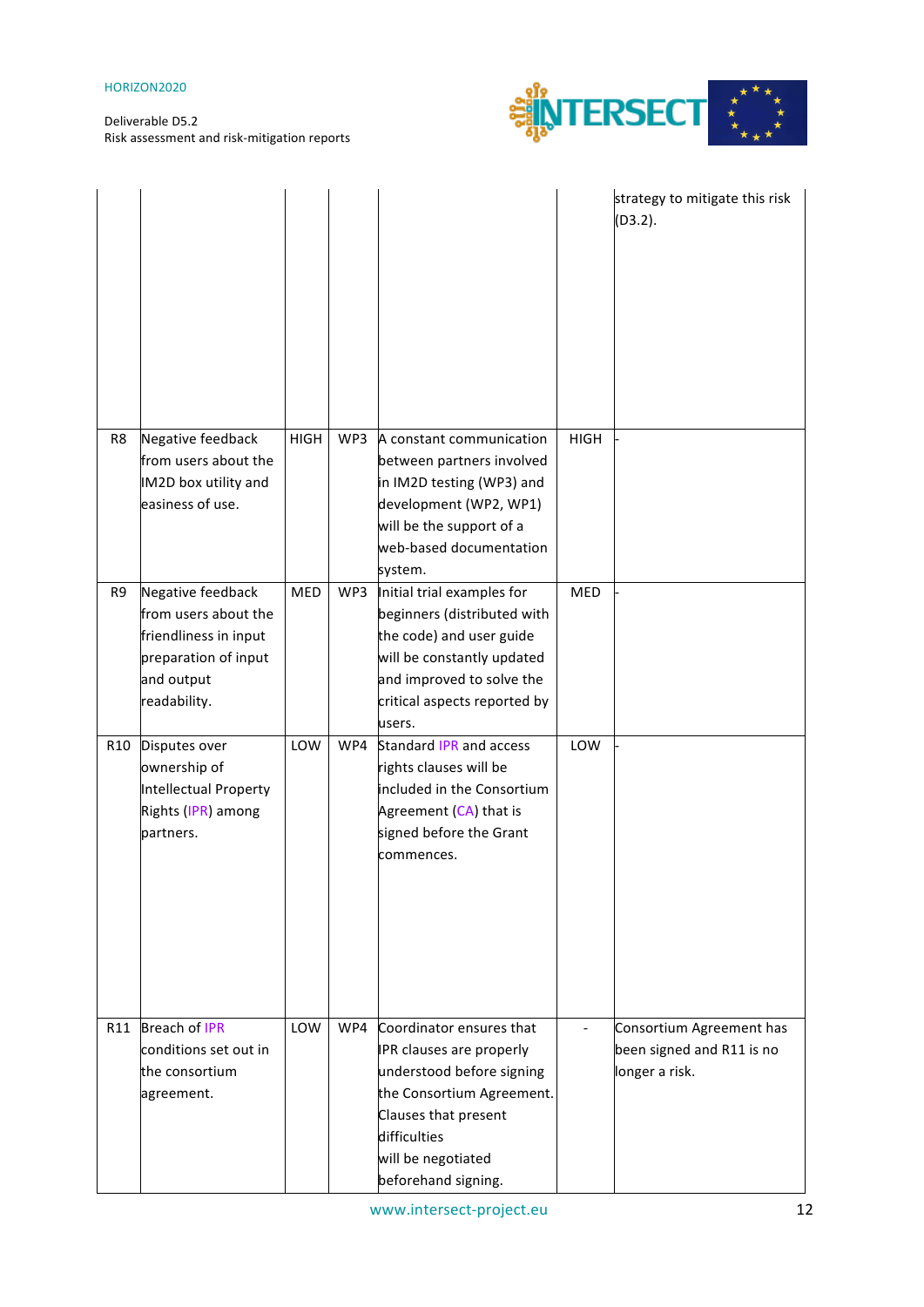|  |  |  |  |  |  | strategy to mitigate this risk (D3.2). |
|---|---|---|---|---|---|---|
| R8 | Negative feedback from users about the IM2D box utility and easiness of use. | HIGH | WP3 | A constant communication between partners involved in IM2D testing (WP3) and development (WP2, WP1) will be the support of a web-based documentation system. | HIGH | - |
| R9 | Negative feedback from users about the friendliness in input preparation of input and output readability. | MED | WP3 | Initial trial examples for beginners (distributed with the code) and user guide will be constantly updated and improved to solve the critical aspects reported by users. | MED | - |
| R10 | Disputes over ownership of Intellectual Property Rights (IPR) among partners. | LOW | WP4 | Standard IPR and access rights clauses will be included in the Consortium Agreement (CA) that is signed before the Grant commences. | LOW | - |
| R11 | Breach of IPR conditions set out in the consortium agreement. | LOW | WP4 | Coordinator ensures that IPR clauses are properly understood before signing the Consortium Agreement. Clauses that present difficulties will be negotiated beforehand signing. | - | Consortium Agreement has been signed and R11 is no longer a risk. |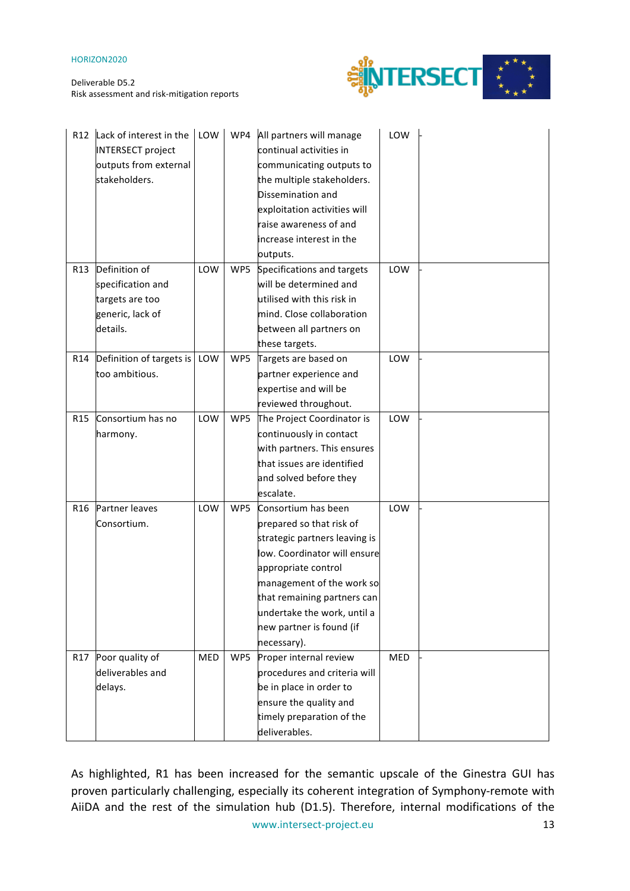| R12 | Lack of interest in the INTERSECT project outputs from external stakeholders. | LOW | WP4 | All partners will manage continual activities in communicating outputs to the multiple stakeholders. Dissemination and exploitation activities will raise awareness of and increase interest in the outputs. | LOW | - |
|---|---|---|---|---|---|---|
| R13 | Definition of specification and targets are too generic, lack of details. | LOW | WP5 | Specifications and targets will be determined and utilised with this risk in mind. Close collaboration between all partners on these targets. | LOW | - |
| R14 | Definition of targets is too ambitious. | LOW | WP5 | Targets are based on partner experience and expertise and will be reviewed throughout. | LOW | - |
| R15 | Consortium has no harmony. | LOW | WP5 | The Project Coordinator is continuously in contact with partners. This ensures that issues are identified and solved before they escalate. | LOW | - |
| R16 | Partner leaves Consortium. | LOW | WP5 | Consortium has been prepared so that risk of strategic partners leaving is low. Coordinator will ensure appropriate control management of the work so that remaining partners can undertake the work, until a new partner is found (if necessary). | LOW | - |
| R17 | Poor quality of deliverables and delays. | MED | WP5 | Proper internal review procedures and criteria will be in place in order to ensure the quality and timely preparation of the deliverables. | MED | - |

As highlighted, R1 has been increased for the semantic upscale of the Ginestra GUI has proven particularly challenging, especially its coherent integration of Symphony-remote with AiiDA and the rest of the simulation hub (D1.5). Therefore, internal modifications of the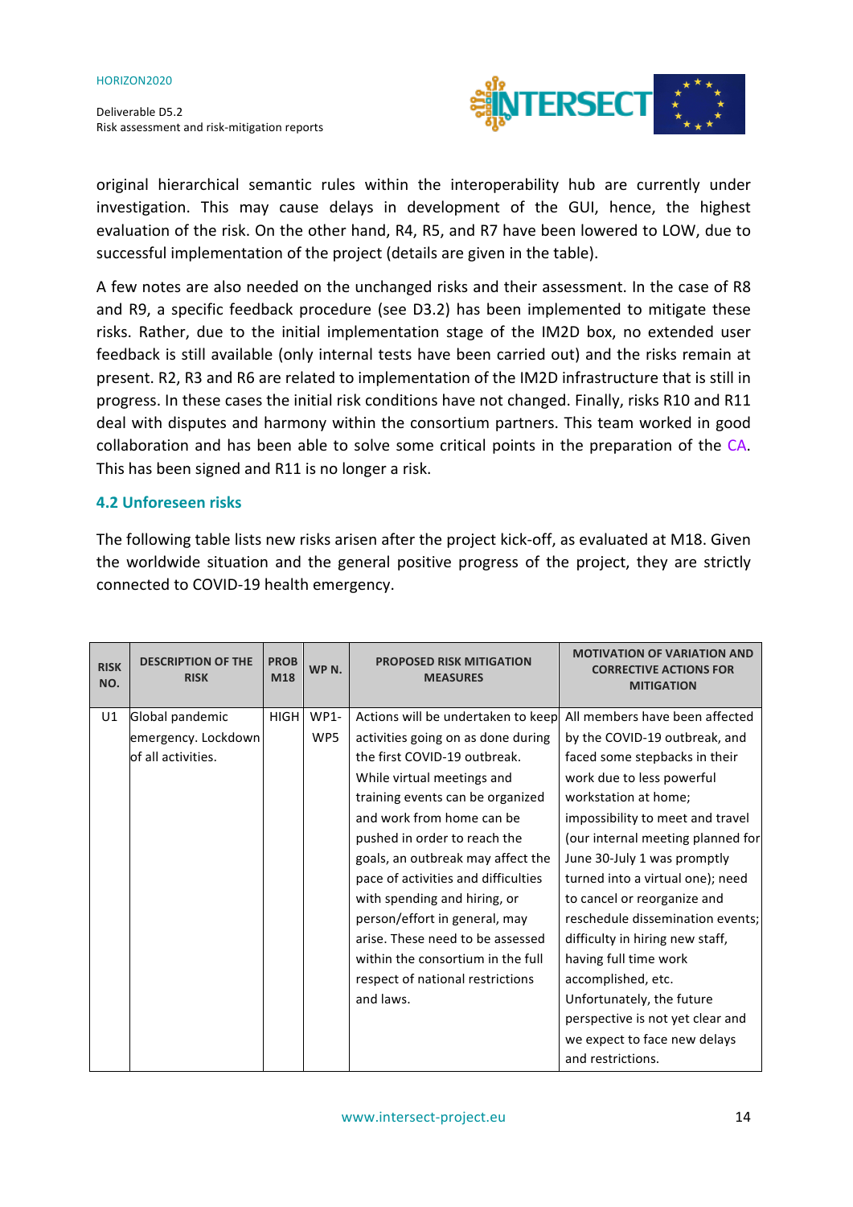original hierarchical semantic rules within the interoperability hub are currently under investigation. This may cause delays in development of the GUI, hence, the highest evaluation of the risk. On the other hand, R4, R5, and R7 have been lowered to LOW, due to successful implementation of the project (details are given in the table).

A few notes are also needed on the unchanged risks and their assessment. In the case of R8 and R9, a specific feedback procedure (see D3.2) has been implemented to mitigate these risks. Rather, due to the initial implementation stage of the IM2D box, no extended user feedback is still available (only internal tests have been carried out) and the risks remain at present. R2, R3 and R6 are related to implementation of the IM2D infrastructure that is still in progress. In these cases the initial risk conditions have not changed. Finally, risks R10 and R11 deal with disputes and harmony within the consortium partners. This team worked in good collaboration and has been able to solve some critical points in the preparation of the CA. This has been signed and R11 is no longer a risk.

### 4.2 Unforeseen risks

The following table lists new risks arisen after the project kick-off, as evaluated at M18. Given the worldwide situation and the general positive progress of the project, they are strictly connected to COVID-19 health emergency.

| RISK NO. | DESCRIPTION OF THE RISK | PROB M18 | WP N. | PROPOSED RISK MITIGATION MEASURES | MOTIVATION OF VARIATION AND CORRECTIVE ACTIONS FOR MITIGATION |
|---|---|---|---|---|---|
| U1 | Global pandemic emergency. Lockdown of all activities. | HIGH | WP1-WP5 | Actions will be undertaken to keep activities going on as done during the first COVID-19 outbreak. While virtual meetings and training events can be organized and work from home can be pushed in order to reach the goals, an outbreak may affect the pace of activities and difficulties with spending and hiring, or person/effort in general, may arise. These need to be assessed within the consortium in the full respect of national restrictions and laws. | All members have been affected by the COVID-19 outbreak, and faced some stepbacks in their work due to less powerful workstation at home; impossibility to meet and travel (our internal meeting planned for June 30-July 1 was promptly turned into a virtual one); need to cancel or reorganize and reschedule dissemination events; difficulty in hiring new staff, having full time work accomplished, etc. Unfortunately, the future perspective is not yet clear and we expect to face new delays and restrictions. |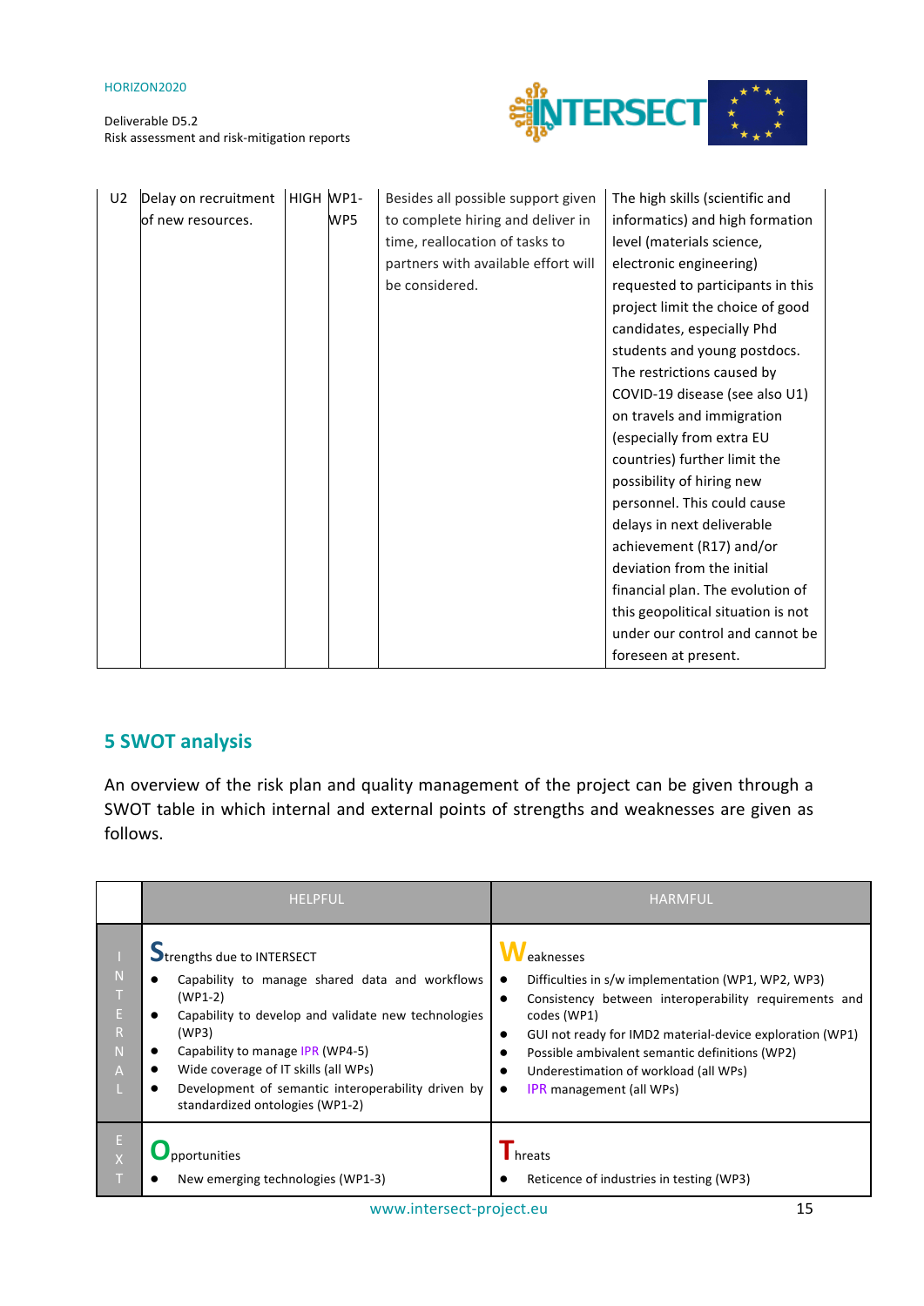| U2 | Delay on recruitment of new resources. | HIGH | WP1-WP5 | Besides all possible support given to complete hiring and deliver in time, reallocation of tasks to partners with available effort will be considered. | The high skills (scientific and informatics) and high formation level (materials science, electronic engineering) requested to participants in this project limit the choice of good candidates, especially Phd students and young postdocs. The restrictions caused by COVID-19 disease (see also U1) on travels and immigration (especially from extra EU countries) further limit the possibility of hiring new personnel. This could cause delays in next deliverable achievement (R17) and/or deviation from the initial financial plan. The evolution of this geopolitical situation is not under our control and cannot be foreseen at present. |
|---|---|---|---|---|---|

## 5 SWOT analysis

An overview of the risk plan and quality management of the project can be given through a SWOT table in which internal and external points of strengths and weaknesses are given as follows.

| | HELPFUL | HARMFUL |
|---|---|---|
| INTERNAL | **S**trengths due to INTERSECT<br>• Capability to manage shared data and workflows (WP1-2)<br>• Capability to develop and validate new technologies (WP3)<br>• Capability to manage IPR (WP4-5)<br>• Wide coverage of IT skills (all WPs)<br>• Development of semantic interoperability driven by standardized ontologies (WP1-2) | **W**eaknesses<br>• Difficulties in s/w implementation (WP1, WP2, WP3)<br>• Consistency between interoperability requirements and codes (WP1)<br>• GUI not ready for IMD2 material-device exploration (WP1)<br>• Possible ambivalent semantic definitions (WP2)<br>• Underestimation of workload (all WPs)<br>• IPR management (all WPs) |
| EXT | **O**pportunities<br>• New emerging technologies (WP1-3) | **T**hreats<br>• Reticence of industries in testing (WP3) |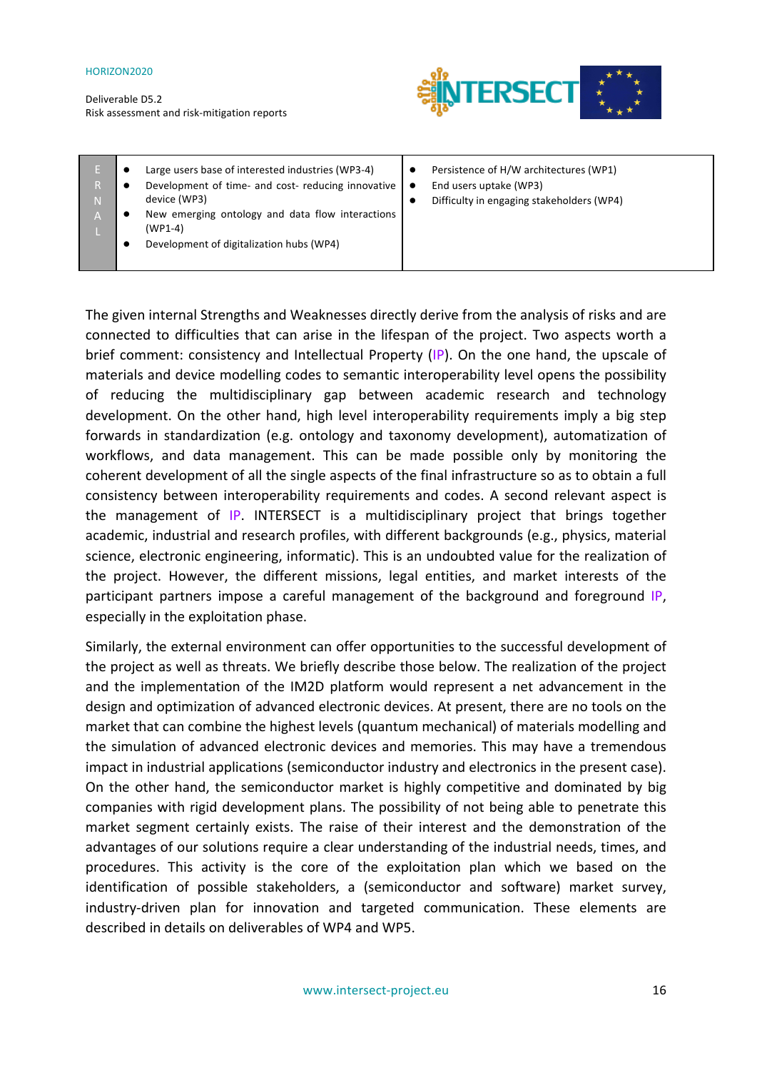| E R N A L | • Large users base of interested industries (WP3-4)<br>• Development of time- and cost- reducing innovative device (WP3)<br>• New emerging ontology and data flow interactions (WP1-4)<br>• Development of digitalization hubs (WP4) | • Persistence of H/W architectures (WP1)<br>• End users uptake (WP3)<br>• Difficulty in engaging stakeholders (WP4) |
|---|---|---|

The given internal Strengths and Weaknesses directly derive from the analysis of risks and are connected to difficulties that can arise in the lifespan of the project. Two aspects worth a brief comment: consistency and Intellectual Property (IP). On the one hand, the upscale of materials and device modelling codes to semantic interoperability level opens the possibility of reducing the multidisciplinary gap between academic research and technology development. On the other hand, high level interoperability requirements imply a big step forwards in standardization (e.g. ontology and taxonomy development), automatization of workflows, and data management. This can be made possible only by monitoring the coherent development of all the single aspects of the final infrastructure so as to obtain a full consistency between interoperability requirements and codes. A second relevant aspect is the management of IP. INTERSECT is a multidisciplinary project that brings together academic, industrial and research profiles, with different backgrounds (e.g., physics, material science, electronic engineering, informatic). This is an undoubted value for the realization of the project. However, the different missions, legal entities, and market interests of the participant partners impose a careful management of the background and foreground IP, especially in the exploitation phase.

Similarly, the external environment can offer opportunities to the successful development of the project as well as threats. We briefly describe those below. The realization of the project and the implementation of the IM2D platform would represent a net advancement in the design and optimization of advanced electronic devices. At present, there are no tools on the market that can combine the highest levels (quantum mechanical) of materials modelling and the simulation of advanced electronic devices and memories. This may have a tremendous impact in industrial applications (semiconductor industry and electronics in the present case). On the other hand, the semiconductor market is highly competitive and dominated by big companies with rigid development plans. The possibility of not being able to penetrate this market segment certainly exists. The raise of their interest and the demonstration of the advantages of our solutions require a clear understanding of the industrial needs, times, and procedures. This activity is the core of the exploitation plan which we based on the identification of possible stakeholders, a (semiconductor and software) market survey, industry-driven plan for innovation and targeted communication. These elements are described in details on deliverables of WP4 and WP5.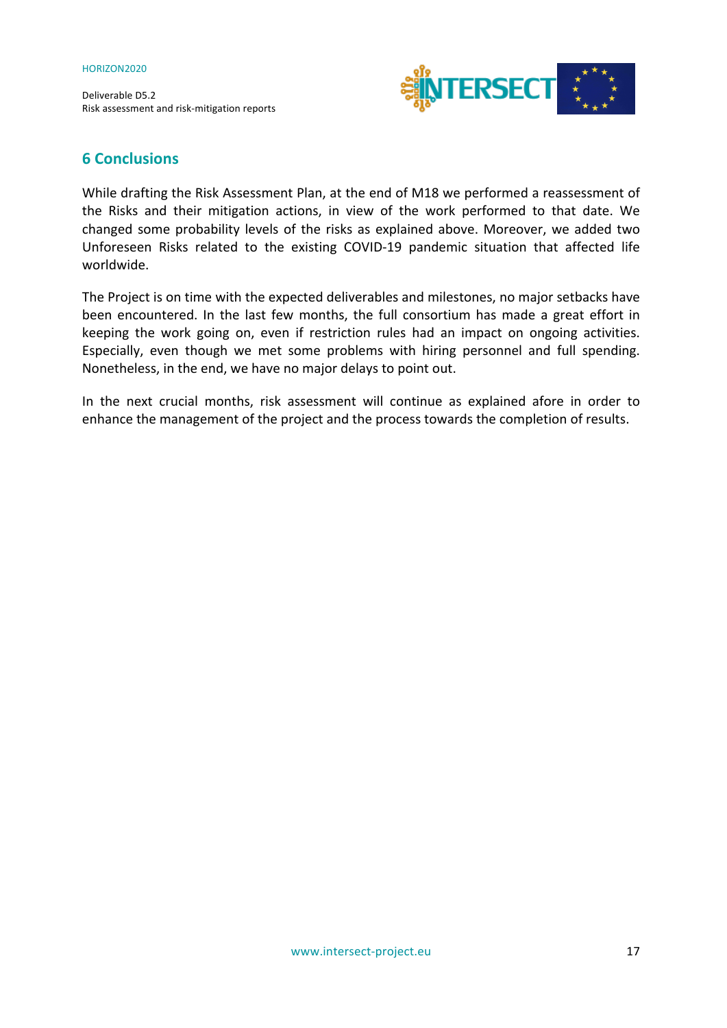## 6 Conclusions

While drafting the Risk Assessment Plan, at the end of M18 we performed a reassessment of the Risks and their mitigation actions, in view of the work performed to that date. We changed some probability levels of the risks as explained above. Moreover, we added two Unforeseen Risks related to the existing COVID-19 pandemic situation that affected life worldwide.

The Project is on time with the expected deliverables and milestones, no major setbacks have been encountered. In the last few months, the full consortium has made a great effort in keeping the work going on, even if restriction rules had an impact on ongoing activities. Especially, even though we met some problems with hiring personnel and full spending. Nonetheless, in the end, we have no major delays to point out.

In the next crucial months, risk assessment will continue as explained afore in order to enhance the management of the project and the process towards the completion of results.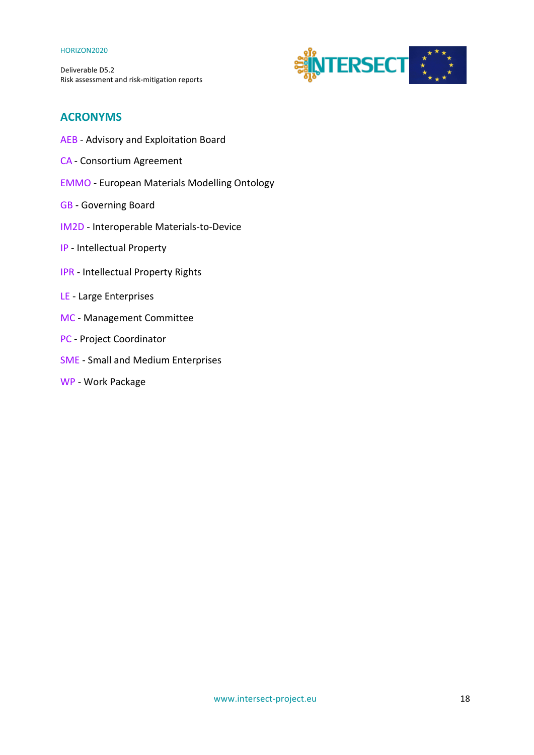## ACRONYMS

AEB - Advisory and Exploitation Board

CA - Consortium Agreement

EMMO - European Materials Modelling Ontology

GB - Governing Board

IM2D - Interoperable Materials-to-Device

IP - Intellectual Property

IPR - Intellectual Property Rights

LE - Large Enterprises

MC - Management Committee

PC - Project Coordinator

SME - Small and Medium Enterprises

WP - Work Package